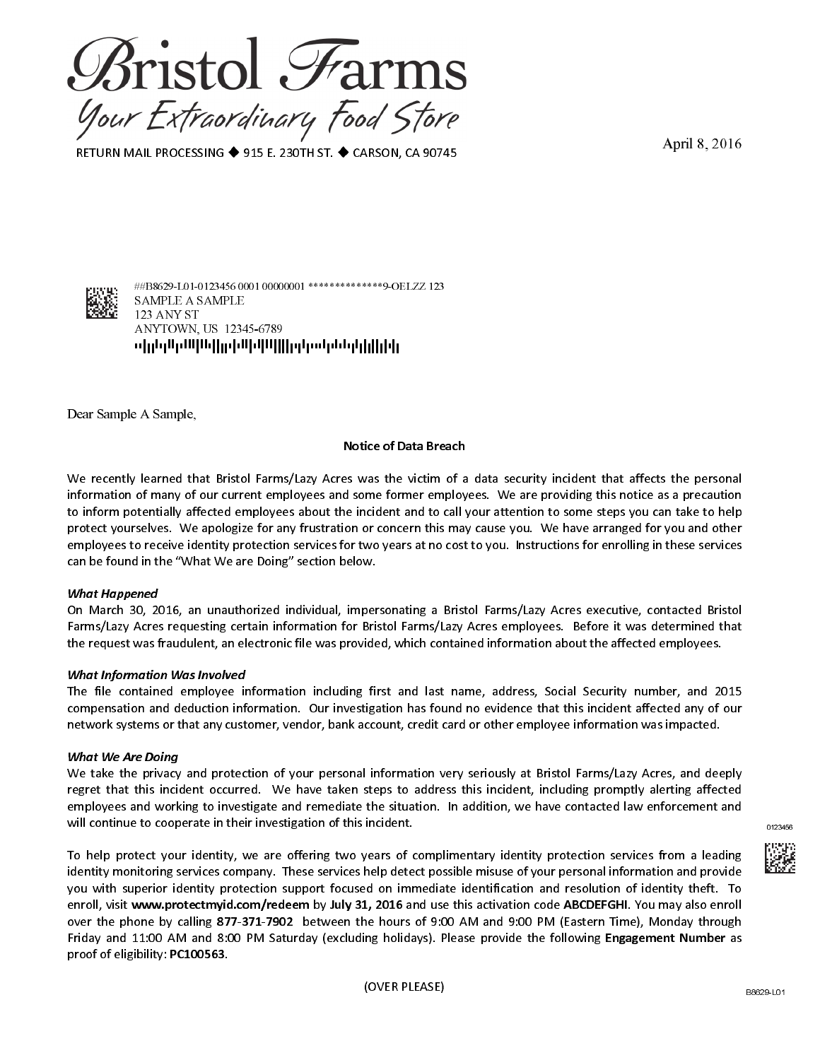# Bristol Farms

Your Extraordinary Food Store

RETURN MAIL PROCESSING ◆ 915 E. 230TH ST. ◆ CARSON, CA 90745

April 8, 2016

##B8629-L01-0123456 0001 00000001 **************9-OELZZ 123
SAMPLE A SAMPLE
123 ANY ST
ANYTOWN, US 12345-6789

Dear Sample A Sample,

**Notice of Data Breach**

We recently learned that Bristol Farms/Lazy Acres was the victim of a data security incident that affects the personal information of many of our current employees and some former employees. We are providing this notice as a precaution to inform potentially affected employees about the incident and to call your attention to some steps you can take to help protect yourselves. We apologize for any frustration or concern this may cause you. We have arranged for you and other employees to receive identity protection services for two years at no cost to you. Instructions for enrolling in these services can be found in the "What We are Doing" section below.

***What Happened***

On March 30, 2016, an unauthorized individual, impersonating a Bristol Farms/Lazy Acres executive, contacted Bristol Farms/Lazy Acres requesting certain information for Bristol Farms/Lazy Acres employees. Before it was determined that the request was fraudulent, an electronic file was provided, which contained information about the affected employees.

***What Information Was Involved***

The file contained employee information including first and last name, address, Social Security number, and 2015 compensation and deduction information. Our investigation has found no evidence that this incident affected any of our network systems or that any customer, vendor, bank account, credit card or other employee information was impacted.

***What We Are Doing***

We take the privacy and protection of your personal information very seriously at Bristol Farms/Lazy Acres, and deeply regret that this incident occurred. We have taken steps to address this incident, including promptly alerting affected employees and working to investigate and remediate the situation. In addition, we have contacted law enforcement and will continue to cooperate in their investigation of this incident.

To help protect your identity, we are offering two years of complimentary identity protection services from a leading identity monitoring services company. These services help detect possible misuse of your personal information and provide you with superior identity protection support focused on immediate identification and resolution of identity theft. To enroll, visit **www.protectmyid.com/redeem** by **July 31, 2016** and use this activation code **ABCDEFGHI**. You may also enroll over the phone by calling **877-371-7902** between the hours of 9:00 AM and 9:00 PM (Eastern Time), Monday through Friday and 11:00 AM and 8:00 PM Saturday (excluding holidays). Please provide the following **Engagement Number** as proof of eligibility: **PC100563**.

(OVER PLEASE)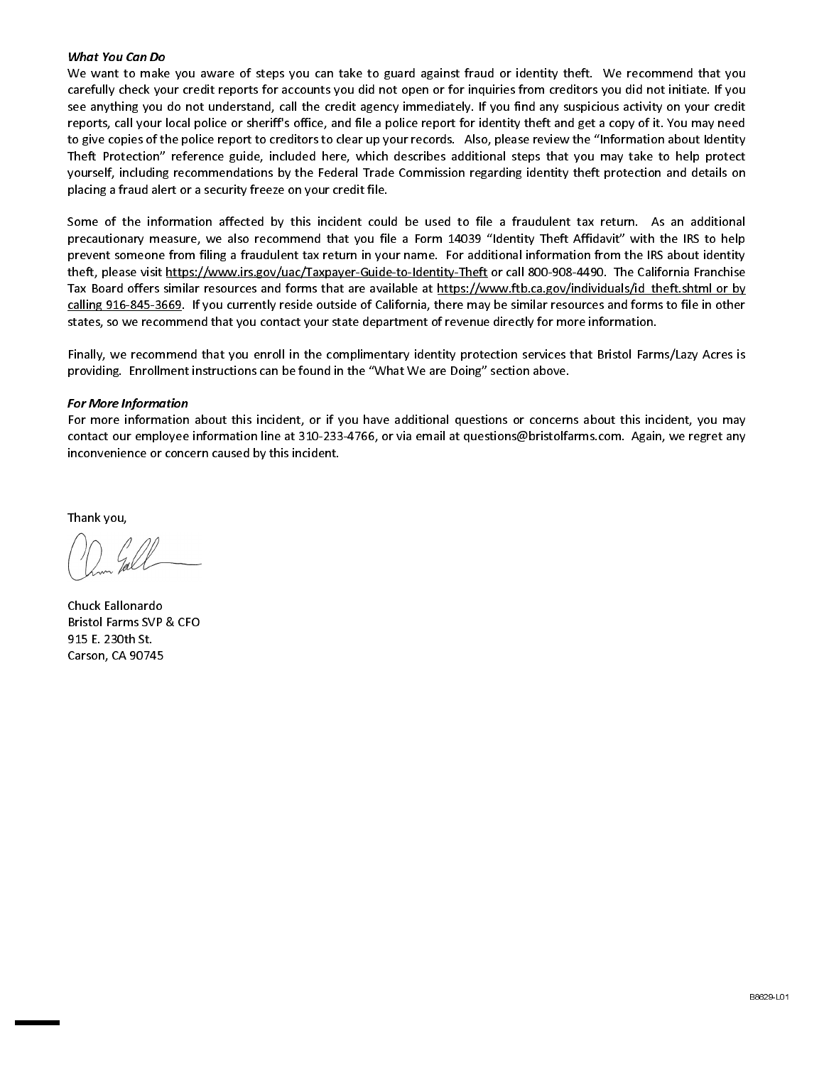***What You Can Do***

We want to make you aware of steps you can take to guard against fraud or identity theft. We recommend that you carefully check your credit reports for accounts you did not open or for inquiries from creditors you did not initiate. If you see anything you do not understand, call the credit agency immediately. If you find any suspicious activity on your credit reports, call your local police or sheriff's office, and file a police report for identity theft and get a copy of it. You may need to give copies of the police report to creditors to clear up your records. Also, please review the "Information about Identity Theft Protection" reference guide, included here, which describes additional steps that you may take to help protect yourself, including recommendations by the Federal Trade Commission regarding identity theft protection and details on placing a fraud alert or a security freeze on your credit file.

Some of the information affected by this incident could be used to file a fraudulent tax return. As an additional precautionary measure, we also recommend that you file a Form 14039 "Identity Theft Affidavit" with the IRS to help prevent someone from filing a fraudulent tax return in your name. For additional information from the IRS about identity theft, please visit https://www.irs.gov/uac/Taxpayer-Guide-to-Identity-Theft or call 800-908-4490. The California Franchise Tax Board offers similar resources and forms that are available at https://www.ftb.ca.gov/individuals/id_theft.shtml or by calling 916-845-3669. If you currently reside outside of California, there may be similar resources and forms to file in other states, so we recommend that you contact your state department of revenue directly for more information.

Finally, we recommend that you enroll in the complimentary identity protection services that Bristol Farms/Lazy Acres is providing. Enrollment instructions can be found in the "What We are Doing" section above.

***For More Information***

For more information about this incident, or if you have additional questions or concerns about this incident, you may contact our employee information line at 310-233-4766, or via email at questions@bristolfarms.com. Again, we regret any inconvenience or concern caused by this incident.

Thank you,

Chuck Eallonardo
Bristol Farms SVP & CFO
915 E. 230th St.
Carson, CA 90745

B8629-L01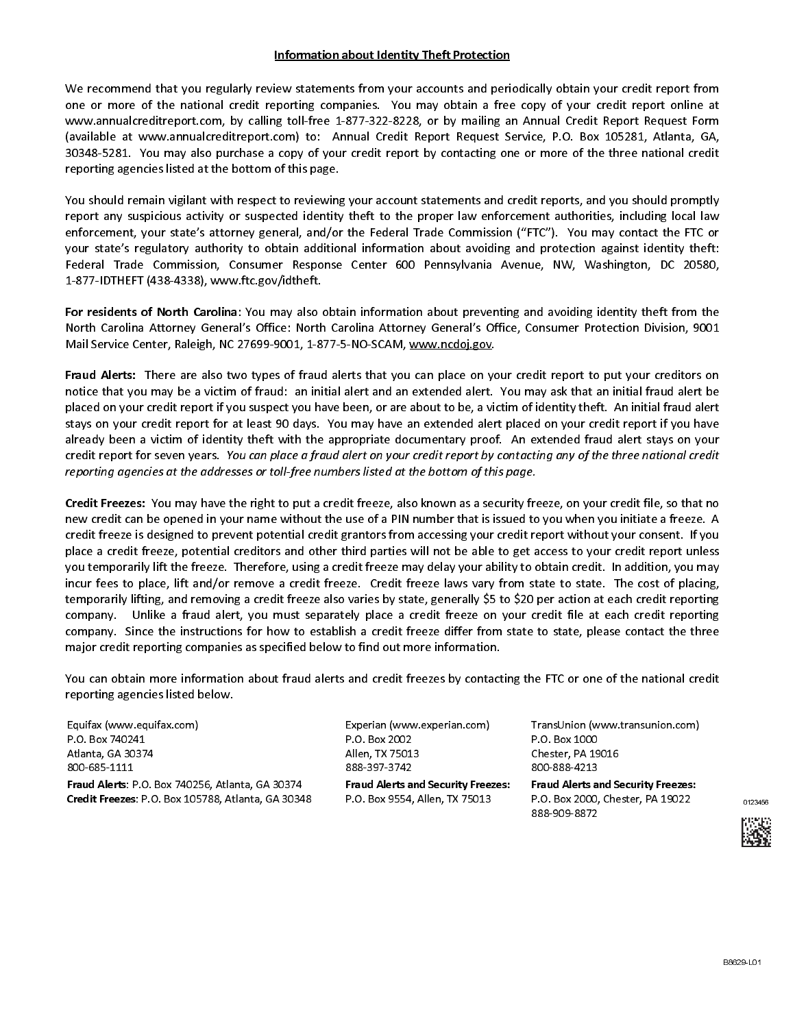## Information about Identity Theft Protection

We recommend that you regularly review statements from your accounts and periodically obtain your credit report from one or more of the national credit reporting companies. You may obtain a free copy of your credit report online at www.annualcreditreport.com, by calling toll-free 1-877-322-8228, or by mailing an Annual Credit Report Request Form (available at www.annualcreditreport.com) to: Annual Credit Report Request Service, P.O. Box 105281, Atlanta, GA, 30348-5281. You may also purchase a copy of your credit report by contacting one or more of the three national credit reporting agencies listed at the bottom of this page.

You should remain vigilant with respect to reviewing your account statements and credit reports, and you should promptly report any suspicious activity or suspected identity theft to the proper law enforcement authorities, including local law enforcement, your state's attorney general, and/or the Federal Trade Commission ("FTC"). You may contact the FTC or your state's regulatory authority to obtain additional information about avoiding and protection against identity theft: Federal Trade Commission, Consumer Response Center 600 Pennsylvania Avenue, NW, Washington, DC 20580, 1-877-IDTHEFT (438-4338), www.ftc.gov/idtheft.

**For residents of North Carolina**: You may also obtain information about preventing and avoiding identity theft from the North Carolina Attorney General's Office: North Carolina Attorney General's Office, Consumer Protection Division, 9001 Mail Service Center, Raleigh, NC 27699-9001, 1-877-5-NO-SCAM, www.ncdoj.gov.

**Fraud Alerts:** There are also two types of fraud alerts that you can place on your credit report to put your creditors on notice that you may be a victim of fraud: an initial alert and an extended alert. You may ask that an initial fraud alert be placed on your credit report if you suspect you have been, or are about to be, a victim of identity theft. An initial fraud alert stays on your credit report for at least 90 days. You may have an extended alert placed on your credit report if you have already been a victim of identity theft with the appropriate documentary proof. An extended fraud alert stays on your credit report for seven years. *You can place a fraud alert on your credit report by contacting any of the three national credit reporting agencies at the addresses or toll-free numbers listed at the bottom of this page.*

**Credit Freezes:** You may have the right to put a credit freeze, also known as a security freeze, on your credit file, so that no new credit can be opened in your name without the use of a PIN number that is issued to you when you initiate a freeze. A credit freeze is designed to prevent potential credit grantors from accessing your credit report without your consent. If you place a credit freeze, potential creditors and other third parties will not be able to get access to your credit report unless you temporarily lift the freeze. Therefore, using a credit freeze may delay your ability to obtain credit. In addition, you may incur fees to place, lift and/or remove a credit freeze. Credit freeze laws vary from state to state. The cost of placing, temporarily lifting, and removing a credit freeze also varies by state, generally $5 to $20 per action at each credit reporting company. Unlike a fraud alert, you must separately place a credit freeze on your credit file at each credit reporting company. Since the instructions for how to establish a credit freeze differ from state to state, please contact the three major credit reporting companies as specified below to find out more information.

You can obtain more information about fraud alerts and credit freezes by contacting the FTC or one of the national credit reporting agencies listed below.

Equifax (www.equifax.com)
P.O. Box 740241
Atlanta, GA 30374
800-685-1111
**Fraud Alerts**: P.O. Box 740256, Atlanta, GA 30374
**Credit Freezes**: P.O. Box 105788, Atlanta, GA 30348

Experian (www.experian.com)
P.O. Box 2002
Allen, TX 75013
888-397-3742
**Fraud Alerts and Security Freezes:**
P.O. Box 9554, Allen, TX 75013

TransUnion (www.transunion.com)
P.O. Box 1000
Chester, PA 19016
800-888-4213
**Fraud Alerts and Security Freezes:**
P.O. Box 2000, Chester, PA 19022
888-909-8872

0123456

B8629-L01